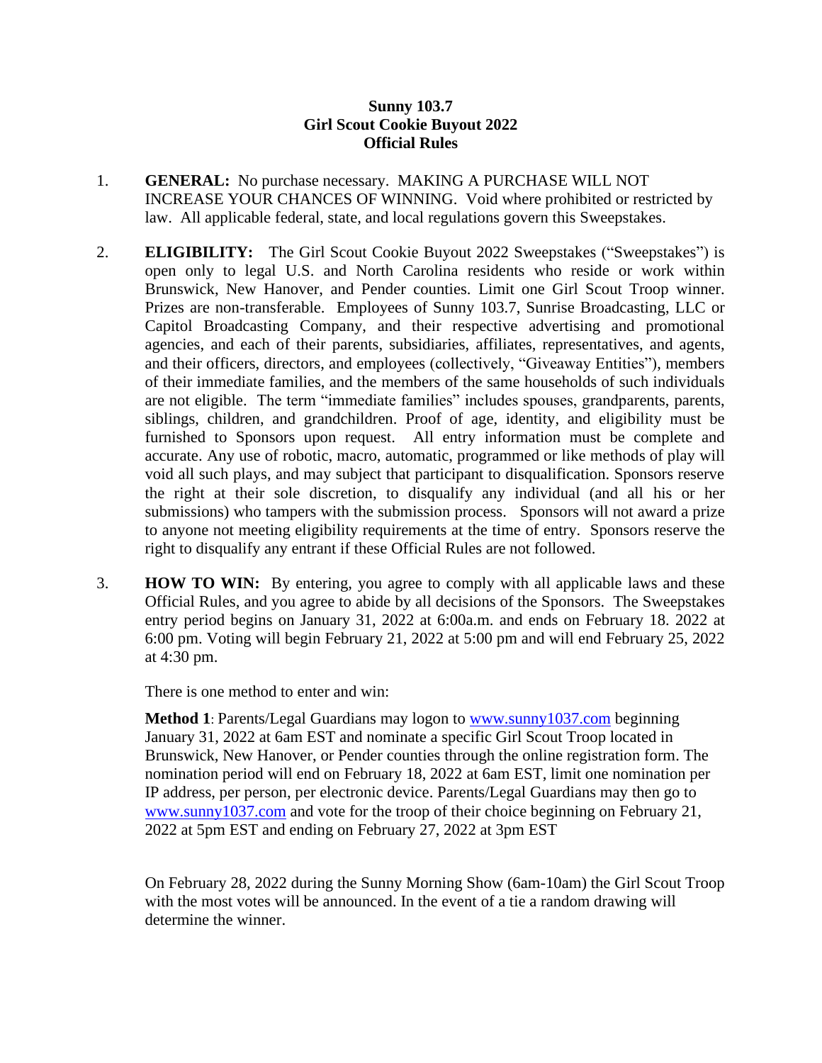**Sunny 103.7**
**Girl Scout Cookie Buyout 2022**
**Official Rules**

1. **GENERAL:** No purchase necessary. MAKING A PURCHASE WILL NOT INCREASE YOUR CHANCES OF WINNING. Void where prohibited or restricted by law. All applicable federal, state, and local regulations govern this Sweepstakes.

2. **ELIGIBILITY:** The Girl Scout Cookie Buyout 2022 Sweepstakes ("Sweepstakes") is open only to legal U.S. and North Carolina residents who reside or work within Brunswick, New Hanover, and Pender counties. Limit one Girl Scout Troop winner. Prizes are non-transferable. Employees of Sunny 103.7, Sunrise Broadcasting, LLC or Capitol Broadcasting Company, and their respective advertising and promotional agencies, and each of their parents, subsidiaries, affiliates, representatives, and agents, and their officers, directors, and employees (collectively, "Giveaway Entities"), members of their immediate families, and the members of the same households of such individuals are not eligible. The term "immediate families" includes spouses, grandparents, parents, siblings, children, and grandchildren. Proof of age, identity, and eligibility must be furnished to Sponsors upon request. All entry information must be complete and accurate. Any use of robotic, macro, automatic, programmed or like methods of play will void all such plays, and may subject that participant to disqualification. Sponsors reserve the right at their sole discretion, to disqualify any individual (and all his or her submissions) who tampers with the submission process. Sponsors will not award a prize to anyone not meeting eligibility requirements at the time of entry. Sponsors reserve the right to disqualify any entrant if these Official Rules are not followed.

3. **HOW TO WIN:** By entering, you agree to comply with all applicable laws and these Official Rules, and you agree to abide by all decisions of the Sponsors. The Sweepstakes entry period begins on January 31, 2022 at 6:00a.m. and ends on February 18. 2022 at 6:00 pm. Voting will begin February 21, 2022 at 5:00 pm and will end February 25, 2022 at 4:30 pm.

   There is one method to enter and win:

   **Method 1**: Parents/Legal Guardians may logon to www.sunny1037.com beginning January 31, 2022 at 6am EST and nominate a specific Girl Scout Troop located in Brunswick, New Hanover, or Pender counties through the online registration form. The nomination period will end on February 18, 2022 at 6am EST, limit one nomination per IP address, per person, per electronic device. Parents/Legal Guardians may then go to www.sunny1037.com and vote for the troop of their choice beginning on February 21, 2022 at 5pm EST and ending on February 27, 2022 at 3pm EST

   On February 28, 2022 during the Sunny Morning Show (6am-10am) the Girl Scout Troop with the most votes will be announced. In the event of a tie a random drawing will determine the winner.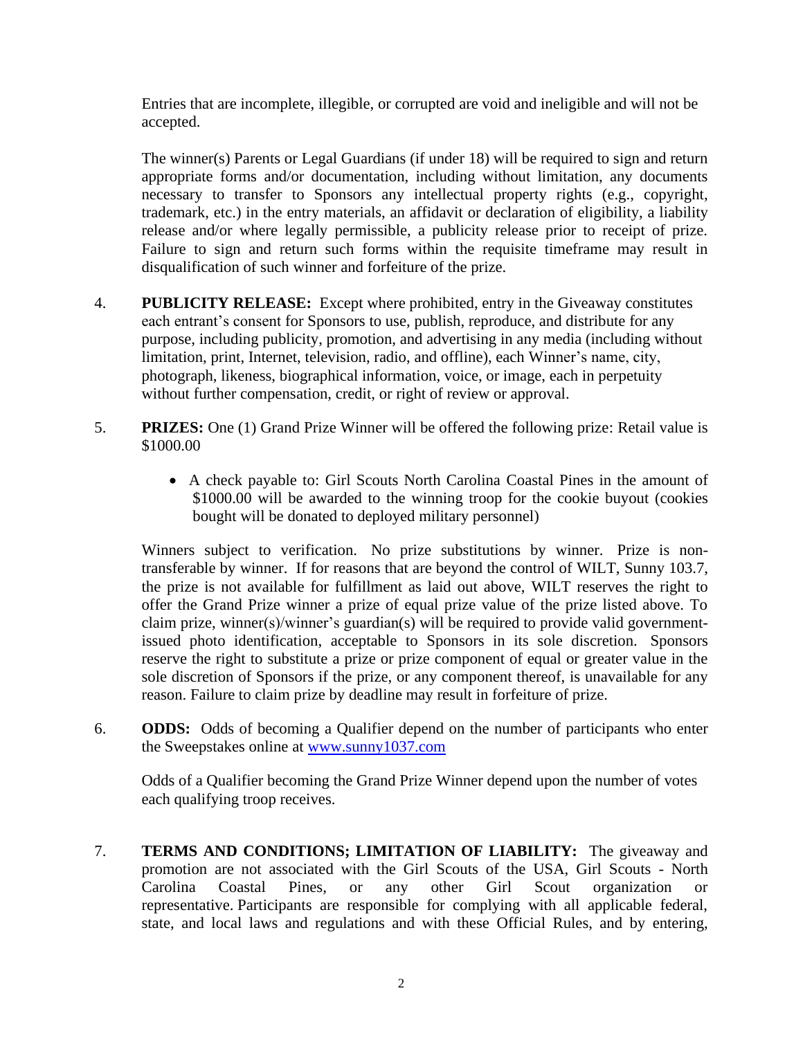Entries that are incomplete, illegible, or corrupted are void and ineligible and will not be accepted.

The winner(s) Parents or Legal Guardians (if under 18) will be required to sign and return appropriate forms and/or documentation, including without limitation, any documents necessary to transfer to Sponsors any intellectual property rights (e.g., copyright, trademark, etc.) in the entry materials, an affidavit or declaration of eligibility, a liability release and/or where legally permissible, a publicity release prior to receipt of prize. Failure to sign and return such forms within the requisite timeframe may result in disqualification of such winner and forfeiture of the prize.

4. **PUBLICITY RELEASE:** Except where prohibited, entry in the Giveaway constitutes each entrant's consent for Sponsors to use, publish, reproduce, and distribute for any purpose, including publicity, promotion, and advertising in any media (including without limitation, print, Internet, television, radio, and offline), each Winner's name, city, photograph, likeness, biographical information, voice, or image, each in perpetuity without further compensation, credit, or right of review or approval.

5. **PRIZES:** One (1) Grand Prize Winner will be offered the following prize: Retail value is $1000.00

   - A check payable to: Girl Scouts North Carolina Coastal Pines in the amount of $1000.00 will be awarded to the winning troop for the cookie buyout (cookies bought will be donated to deployed military personnel)

   Winners subject to verification. No prize substitutions by winner. Prize is non-transferable by winner. If for reasons that are beyond the control of WILT, Sunny 103.7, the prize is not available for fulfillment as laid out above, WILT reserves the right to offer the Grand Prize winner a prize of equal prize value of the prize listed above. To claim prize, winner(s)/winner's guardian(s) will be required to provide valid government-issued photo identification, acceptable to Sponsors in its sole discretion. Sponsors reserve the right to substitute a prize or prize component of equal or greater value in the sole discretion of Sponsors if the prize, or any component thereof, is unavailable for any reason. Failure to claim prize by deadline may result in forfeiture of prize.

6. **ODDS:** Odds of becoming a Qualifier depend on the number of participants who enter the Sweepstakes online at [www.sunny1037.com](http://www.sunny1037.com)

   Odds of a Qualifier becoming the Grand Prize Winner depend upon the number of votes each qualifying troop receives.

7. **TERMS AND CONDITIONS; LIMITATION OF LIABILITY:** The giveaway and promotion are not associated with the Girl Scouts of the USA, Girl Scouts - North Carolina Coastal Pines, or any other Girl Scout organization or representative. Participants are responsible for complying with all applicable federal, state, and local laws and regulations and with these Official Rules, and by entering,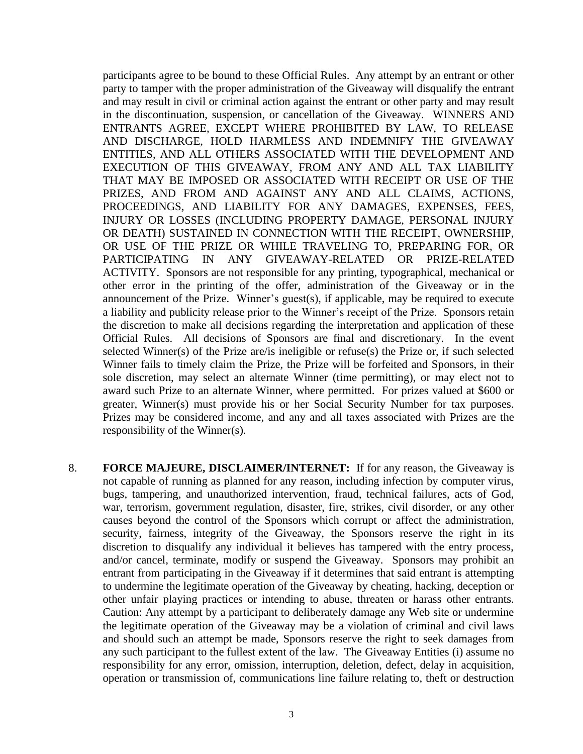participants agree to be bound to these Official Rules. Any attempt by an entrant or other party to tamper with the proper administration of the Giveaway will disqualify the entrant and may result in civil or criminal action against the entrant or other party and may result in the discontinuation, suspension, or cancellation of the Giveaway. WINNERS AND ENTRANTS AGREE, EXCEPT WHERE PROHIBITED BY LAW, TO RELEASE AND DISCHARGE, HOLD HARMLESS AND INDEMNIFY THE GIVEAWAY ENTITIES, AND ALL OTHERS ASSOCIATED WITH THE DEVELOPMENT AND EXECUTION OF THIS GIVEAWAY, FROM ANY AND ALL TAX LIABILITY THAT MAY BE IMPOSED OR ASSOCIATED WITH RECEIPT OR USE OF THE PRIZES, AND FROM AND AGAINST ANY AND ALL CLAIMS, ACTIONS, PROCEEDINGS, AND LIABILITY FOR ANY DAMAGES, EXPENSES, FEES, INJURY OR LOSSES (INCLUDING PROPERTY DAMAGE, PERSONAL INJURY OR DEATH) SUSTAINED IN CONNECTION WITH THE RECEIPT, OWNERSHIP, OR USE OF THE PRIZE OR WHILE TRAVELING TO, PREPARING FOR, OR PARTICIPATING IN ANY GIVEAWAY-RELATED OR PRIZE-RELATED ACTIVITY. Sponsors are not responsible for any printing, typographical, mechanical or other error in the printing of the offer, administration of the Giveaway or in the announcement of the Prize. Winner's guest(s), if applicable, may be required to execute a liability and publicity release prior to the Winner's receipt of the Prize. Sponsors retain the discretion to make all decisions regarding the interpretation and application of these Official Rules. All decisions of Sponsors are final and discretionary. In the event selected Winner(s) of the Prize are/is ineligible or refuse(s) the Prize or, if such selected Winner fails to timely claim the Prize, the Prize will be forfeited and Sponsors, in their sole discretion, may select an alternate Winner (time permitting), or may elect not to award such Prize to an alternate Winner, where permitted. For prizes valued at $600 or greater, Winner(s) must provide his or her Social Security Number for tax purposes. Prizes may be considered income, and any and all taxes associated with Prizes are the responsibility of the Winner(s).

8. **FORCE MAJEURE, DISCLAIMER/INTERNET:** If for any reason, the Giveaway is not capable of running as planned for any reason, including infection by computer virus, bugs, tampering, and unauthorized intervention, fraud, technical failures, acts of God, war, terrorism, government regulation, disaster, fire, strikes, civil disorder, or any other causes beyond the control of the Sponsors which corrupt or affect the administration, security, fairness, integrity of the Giveaway, the Sponsors reserve the right in its discretion to disqualify any individual it believes has tampered with the entry process, and/or cancel, terminate, modify or suspend the Giveaway. Sponsors may prohibit an entrant from participating in the Giveaway if it determines that said entrant is attempting to undermine the legitimate operation of the Giveaway by cheating, hacking, deception or other unfair playing practices or intending to abuse, threaten or harass other entrants. Caution: Any attempt by a participant to deliberately damage any Web site or undermine the legitimate operation of the Giveaway may be a violation of criminal and civil laws and should such an attempt be made, Sponsors reserve the right to seek damages from any such participant to the fullest extent of the law. The Giveaway Entities (i) assume no responsibility for any error, omission, interruption, deletion, defect, delay in acquisition, operation or transmission of, communications line failure relating to, theft or destruction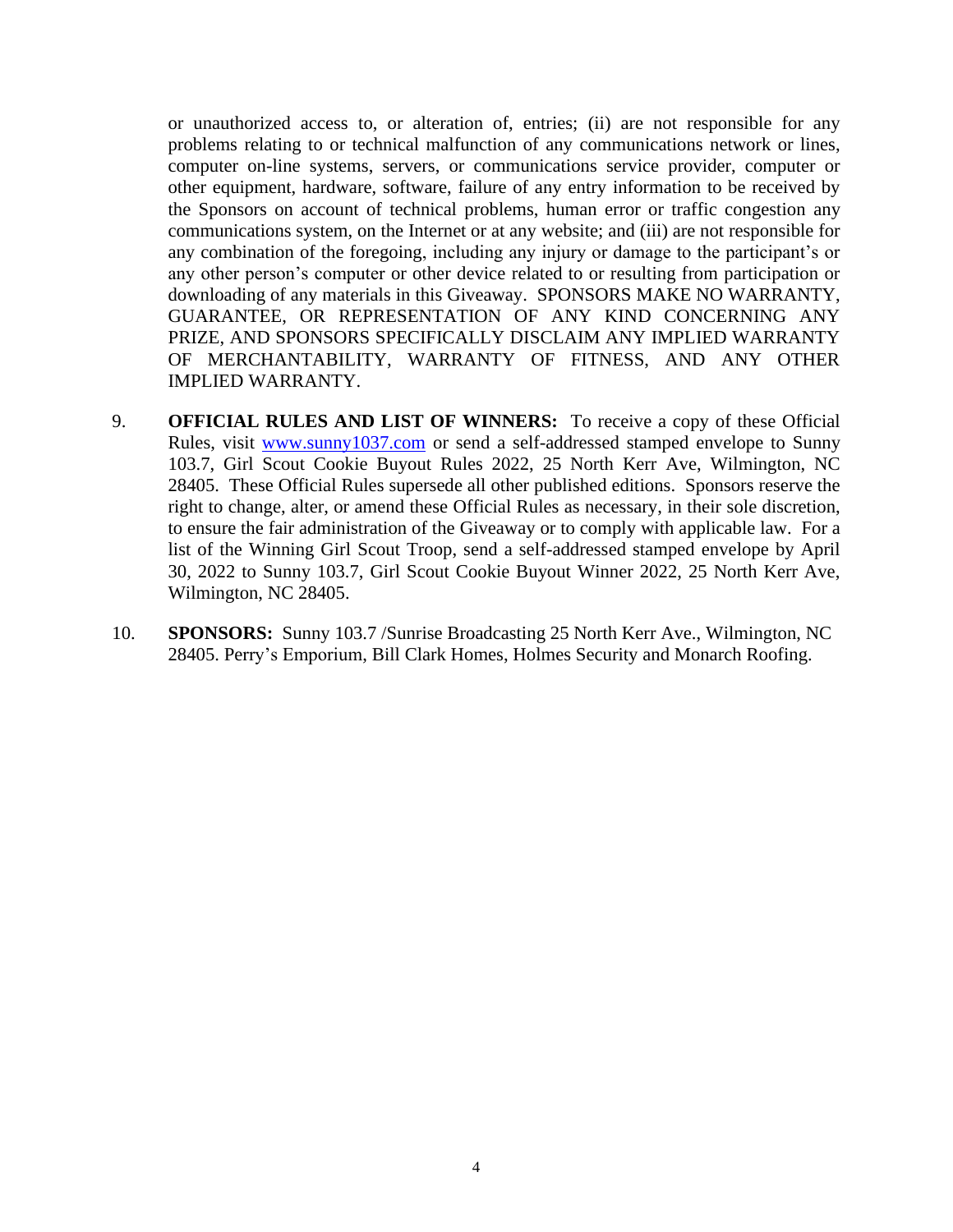or unauthorized access to, or alteration of, entries; (ii) are not responsible for any problems relating to or technical malfunction of any communications network or lines, computer on-line systems, servers, or communications service provider, computer or other equipment, hardware, software, failure of any entry information to be received by the Sponsors on account of technical problems, human error or traffic congestion any communications system, on the Internet or at any website; and (iii) are not responsible for any combination of the foregoing, including any injury or damage to the participant's or any other person's computer or other device related to or resulting from participation or downloading of any materials in this Giveaway. SPONSORS MAKE NO WARRANTY, GUARANTEE, OR REPRESENTATION OF ANY KIND CONCERNING ANY PRIZE, AND SPONSORS SPECIFICALLY DISCLAIM ANY IMPLIED WARRANTY OF MERCHANTABILITY, WARRANTY OF FITNESS, AND ANY OTHER IMPLIED WARRANTY.

9. **OFFICIAL RULES AND LIST OF WINNERS:** To receive a copy of these Official Rules, visit [www.sunny1037.com](http://www.sunny1037.com) or send a self-addressed stamped envelope to Sunny 103.7, Girl Scout Cookie Buyout Rules 2022, 25 North Kerr Ave, Wilmington, NC 28405. These Official Rules supersede all other published editions. Sponsors reserve the right to change, alter, or amend these Official Rules as necessary, in their sole discretion, to ensure the fair administration of the Giveaway or to comply with applicable law. For a list of the Winning Girl Scout Troop, send a self-addressed stamped envelope by April 30, 2022 to Sunny 103.7, Girl Scout Cookie Buyout Winner 2022, 25 North Kerr Ave, Wilmington, NC 28405.

10. **SPONSORS:** Sunny 103.7 /Sunrise Broadcasting 25 North Kerr Ave., Wilmington, NC 28405. Perry's Emporium, Bill Clark Homes, Holmes Security and Monarch Roofing.